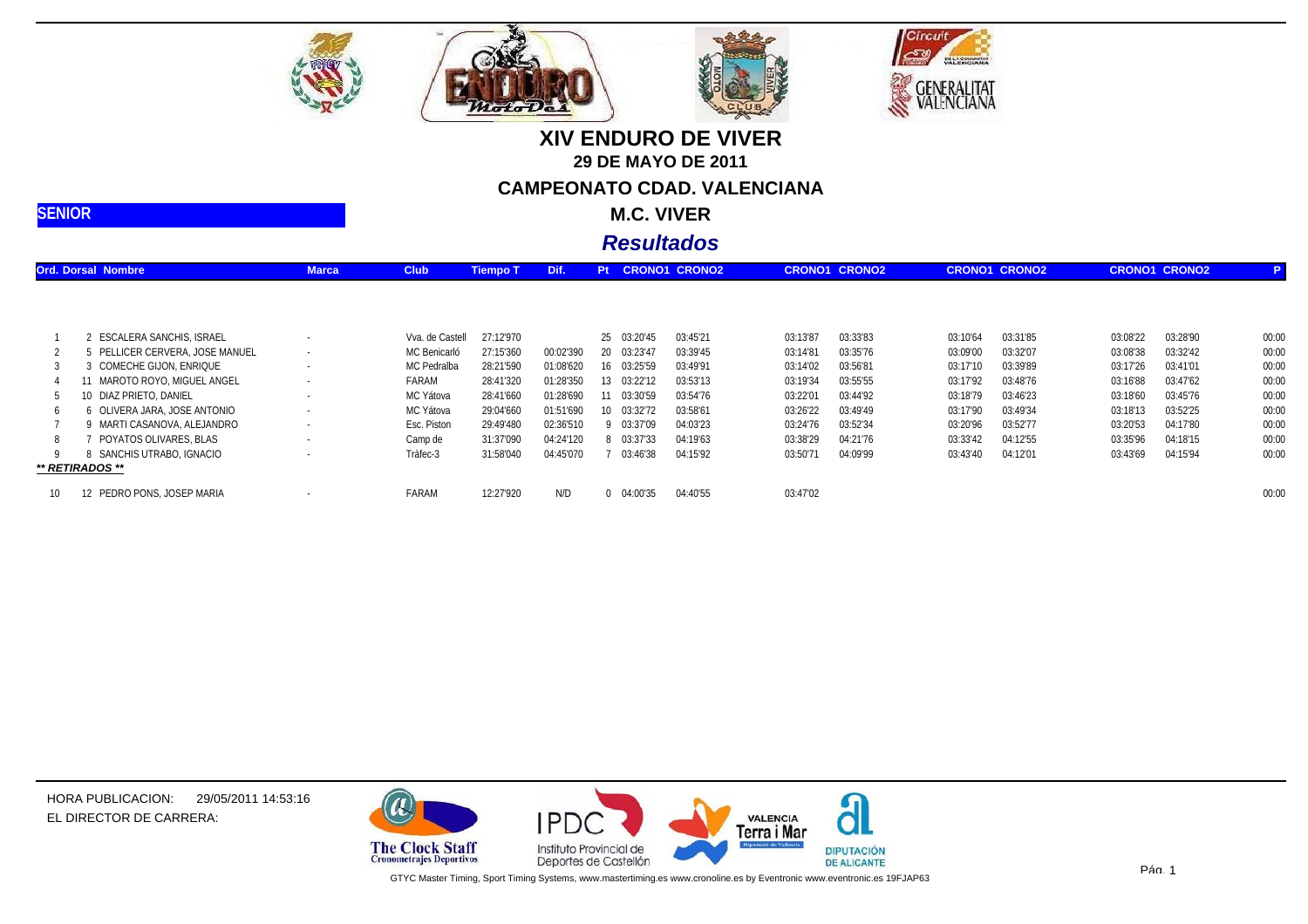# XIV ENDURO DE VIVER

**29 DE MAYO DE 2011**

**CAMPEONATO CDAD. VALENCIANA**

**M.C. VIVER**

***Resultados***

**SENIOR**

| Ord. | Dorsal | Nombre | Marca | Club | Tiempo T | Dif. | Pt | CRONO1 | CRONO2 | CRONO1 | CRONO2 | CRONO1 | CRONO2 | CRONO1 | CRONO2 | P |
|---|---|---|---|---|---|---|---|---|---|---|---|---|---|---|---|---|
| 1 | 2 | ESCALERA SANCHIS, ISRAEL | - | Vva. de Castell | 27:12'970 | | 25 | 03:20'45 | 03:45'21 | 03:13'87 | 03:33'83 | 03:10'64 | 03:31'85 | 03:08'22 | 03:28'90 | 00:00 |
| 2 | 5 | PELLICER CERVERA, JOSE MANUEL | - | MC Benicarló | 27:15'360 | 00:02'390 | 20 | 03:23'47 | 03:39'45 | 03:14'81 | 03:35'76 | 03:09'00 | 03:32'07 | 03:08'38 | 03:32'42 | 00:00 |
| 3 | 3 | COMECHE GIJON, ENRIQUE | - | MC Pedralba | 28:21'590 | 01:08'620 | 16 | 03:25'59 | 03:49'91 | 03:14'02 | 03:56'81 | 03:17'10 | 03:39'89 | 03:17'26 | 03:41'01 | 00:00 |
| 4 | 11 | MAROTO ROYO, MIGUEL ANGEL | - | FARAM | 28:41'320 | 01:28'350 | 13 | 03:22'12 | 03:53'13 | 03:19'34 | 03:55'55 | 03:17'92 | 03:48'76 | 03:16'88 | 03:47'62 | 00:00 |
| 5 | 10 | DIAZ PRIETO, DANIEL | - | MC Yátova | 28:41'660 | 01:28'690 | 11 | 03:30'59 | 03:54'76 | 03:22'01 | 03:44'92 | 03:18'79 | 03:46'23 | 03:18'60 | 03:45'76 | 00:00 |
| 6 | 6 | OLIVERA JARA, JOSE ANTONIO | - | MC Yátova | 29:04'660 | 01:51'690 | 10 | 03:32'72 | 03:58'61 | 03:26'22 | 03:49'49 | 03:17'90 | 03:49'34 | 03:18'13 | 03:52'25 | 00:00 |
| 7 | 9 | MARTI CASANOVA, ALEJANDRO | - | Esc. Piston | 29:49'480 | 02:36'510 | 9 | 03:37'09 | 04:03'23 | 03:24'76 | 03:52'34 | 03:20'96 | 03:52'77 | 03:20'53 | 04:17'80 | 00:00 |
| 8 | 7 | POYATOS OLIVARES, BLAS | - | Camp de | 31:37'090 | 04:24'120 | 8 | 03:37'33 | 04:19'63 | 03:38'29 | 04:21'76 | 03:33'42 | 04:12'55 | 03:35'96 | 04:18'15 | 00:00 |
| 9 | 8 | SANCHIS UTRABO, IGNACIO | - | Tráfec-3 | 31:58'040 | 04:45'070 | 7 | 03:46'38 | 04:15'92 | 03:50'71 | 04:09'99 | 03:43'40 | 04:12'01 | 03:43'69 | 04:15'94 | 00:00 |
| ***** RETIRADOS ***** | | | | | | | | | | | | | | | | |
| 10 | 12 | PEDRO PONS, JOSEP MARIA | - | FARAM | 12:27'920 | N/D | 0 | 04:00'35 | 04:40'55 | 03:47'02 | | | | | | 00:00 |

HORA PUBLICACION: 29/05/2011 14:53:16

EL DIRECTOR DE CARRERA:

GTYC Master Timing, Sport Timing Systems, www.mastertiming.es www.cronoline.es by Eventronic www.eventronic.es 19FJAP63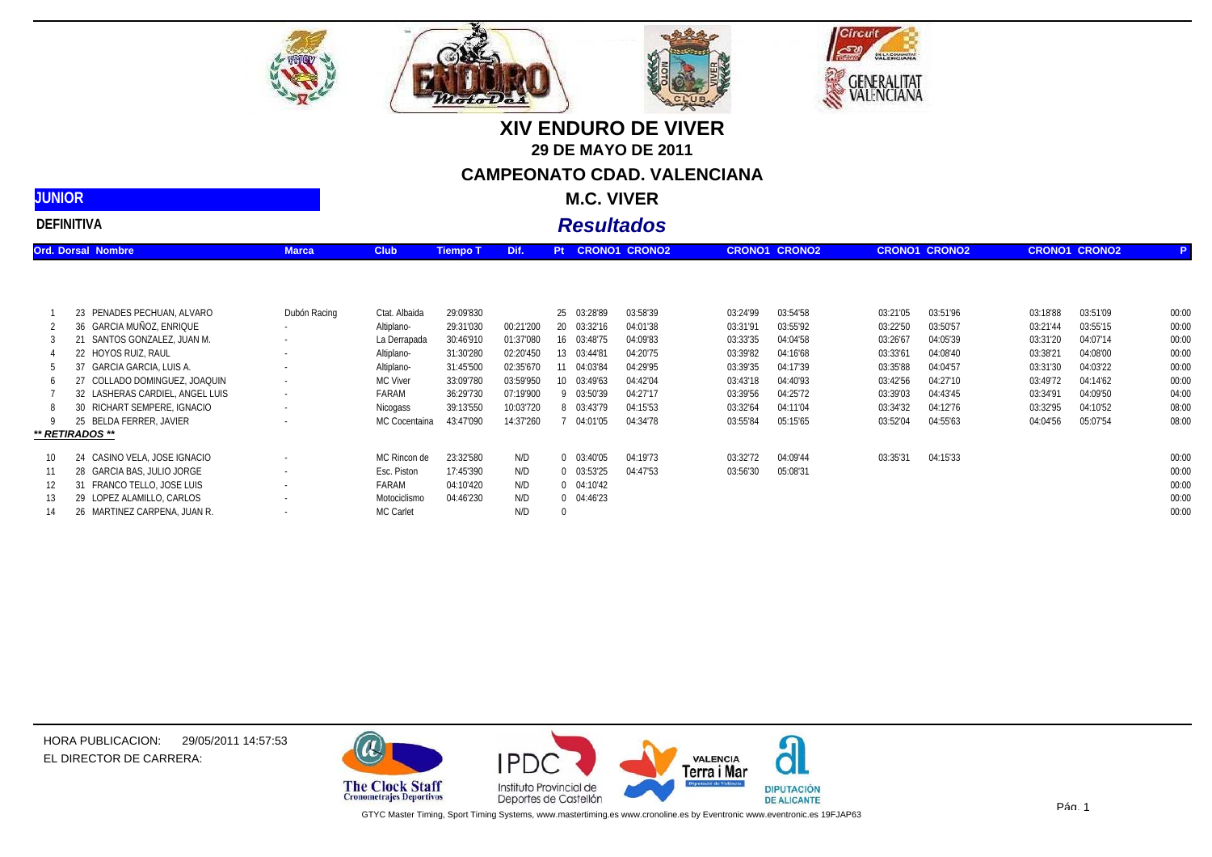# XIV ENDURO DE VIVER

## 29 DE MAYO DE 2011

## CAMPEONATO CDAD. VALENCIANA

**JUNIOR**

**M.C. VIVER**

**DEFINITIVA**

## *Resultados*

| Ord. | Dorsal | Nombre | Marca | Club | Tiempo T | Dif. | Pt | CRONO1 | CRONO2 | CRONO1 | CRONO2 | CRONO1 | CRONO2 | CRONO1 | CRONO2 | P |
|---|---|---|---|---|---|---|---|---|---|---|---|---|---|---|---|---|
| 1 | 23 | PENADES PECHUAN, ALVARO | Dubón Racing | Ctat. Albaida | 29:09'830 | | 25 | 03:28'89 | 03:58'39 | 03:24'99 | 03:54'58 | 03:21'05 | 03:51'96 | 03:18'88 | 03:51'09 | 00:00 |
| 2 | 36 | GARCIA MUÑOZ, ENRIQUE | - | Altiplano- | 29:31'030 | 00:21'200 | 20 | 03:32'16 | 04:01'38 | 03:31'91 | 03:55'92 | 03:22'50 | 03:50'57 | 03:21'44 | 03:55'15 | 00:00 |
| 3 | 21 | SANTOS GONZALEZ, JUAN M. | - | La Derrapada | 30:46'910 | 01:37'080 | 16 | 03:48'75 | 04:09'83 | 03:33'35 | 04:04'58 | 03:26'67 | 04:05'39 | 03:31'20 | 04:07'14 | 00:00 |
| 4 | 22 | HOYOS RUIZ, RAUL | - | Altiplano- | 31:30'280 | 02:20'450 | 13 | 03:44'81 | 04:20'75 | 03:39'82 | 04:16'68 | 03:33'61 | 04:08'40 | 03:38'21 | 04:08'00 | 00:00 |
| 5 | 37 | GARCIA GARCIA, LUIS A. | - | Altiplano- | 31:45'500 | 02:35'670 | 11 | 04:03'84 | 04:29'95 | 03:39'35 | 04:17'39 | 03:35'88 | 04:04'57 | 03:31'30 | 04:03'22 | 00:00 |
| 6 | 27 | COLLADO DOMINGUEZ, JOAQUIN | - | MC Viver | 33:09'780 | 03:59'950 | 10 | 03:49'63 | 04:42'04 | 03:43'18 | 04:40'93 | 03:42'56 | 04:27'10 | 03:49'72 | 04:14'62 | 00:00 |
| 7 | 32 | LASHERAS CARDIEL, ANGEL LUIS | - | FARAM | 36:29'730 | 07:19'900 | 9 | 03:50'39 | 04:27'17 | 03:39'56 | 04:25'72 | 03:39'03 | 04:43'45 | 03:34'91 | 04:09'50 | 04:00 |
| 8 | 30 | RICHART SEMPERE, IGNACIO | - | Nicogass | 39:13'550 | 10:03'720 | 8 | 03:43'79 | 04:15'53 | 03:32'64 | 04:11'04 | 03:34'32 | 04:12'76 | 03:32'95 | 04:10'52 | 08:00 |
| 9 | 25 | BELDA FERRER, JAVIER | - | MC Cocentaina | 43:47'090 | 14:37'260 | 7 | 04:01'05 | 04:34'78 | 03:55'84 | 05:15'65 | 03:52'04 | 04:55'63 | 04:04'56 | 05:07'54 | 08:00 |
| ***\*\* RETIRADOS \*\**** | | | | | | | | | | | | | | | | |
| 10 | 24 | CASINO VELA, JOSE IGNACIO | - | MC Rincon de | 23:32'580 | N/D | 0 | 03:40'05 | 04:19'73 | 03:32'72 | 04:09'44 | 03:35'31 | 04:15'33 | | | 00:00 |
| 11 | 28 | GARCIA BAS, JULIO JORGE | - | Esc. Piston | 17:45'390 | N/D | 0 | 03:53'25 | 04:47'53 | 03:56'30 | 05:08'31 | | | | | 00:00 |
| 12 | 31 | FRANCO TELLO, JOSE LUIS | - | FARAM | 04:10'420 | N/D | 0 | 04:10'42 | | | | | | | | 00:00 |
| 13 | 29 | LOPEZ ALAMILLO, CARLOS | - | Motociclismo | 04:46'230 | N/D | 0 | 04:46'23 | | | | | | | | 00:00 |
| 14 | 26 | MARTINEZ CARPENA, JUAN R. | - | MC Carlet | | N/D | 0 | | | | | | | | | 00:00 |

HORA PUBLICACION: 29/05/2011 14:57:53

EL DIRECTOR DE CARRERA:

GTYC Master Timing, Sport Timing Systems, www.mastertiming.es www.cronoline.es by Eventronic www.eventronic.es 19FJAP63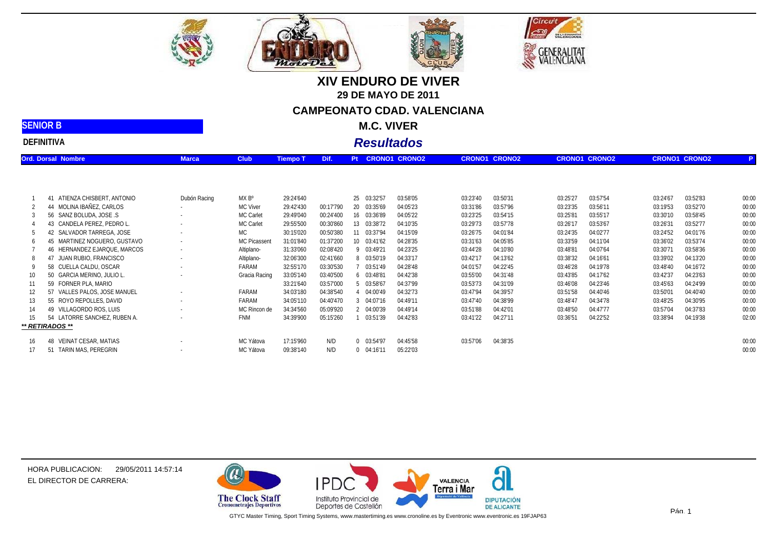# XIV ENDURO DE VIVER

## 29 DE MAYO DE 2011

## CAMPEONATO CDAD. VALENCIANA

## M.C. VIVER

**SENIOR B**

**DEFINITIVA**

## *Resultados*

| Ord. | Dorsal | Nombre | Marca | Club | Tiempo T | Dif. | Pt | CRONO1 | CRONO2 | CRONO1 | CRONO2 | CRONO1 | CRONO2 | CRONO1 | CRONO2 | P |
|---|---|---|---|---|---|---|---|---|---|---|---|---|---|---|---|---|
| 1 | 41 | ATIENZA CHISBERT, ANTONIO | Dubón Racing | MX Bº | 29:24'640 | | 25 | 03:32'57 | 03:58'05 | 03:23'40 | 03:50'31 | 03:25'27 | 03:57'54 | 03:24'67 | 03:52'83 | 00:00 |
| 2 | 44 | MOLINA IBAÑEZ, CARLOS | - | MC Viver | 29:42'430 | 00:17'790 | 20 | 03:35'69 | 04:05'23 | 03:31'86 | 03:57'96 | 03:23'35 | 03:56'11 | 03:19'53 | 03:52'70 | 00:00 |
| 3 | 56 | SANZ BOLUDA, JOSE .S | - | MC Carlet | 29:49'040 | 00:24'400 | 16 | 03:36'89 | 04:05'22 | 03:23'25 | 03:54'15 | 03:25'81 | 03:55'17 | 03:30'10 | 03:58'45 | 00:00 |
| 4 | 43 | CANDELA PEREZ, PEDRO L. | - | MC Carlet | 29:55'500 | 00:30'860 | 13 | 03:38'72 | 04:10'35 | 03:29'73 | 03:57'78 | 03:26'17 | 03:53'67 | 03:26'31 | 03:52'77 | 00:00 |
| 5 | 42 | SALVADOR TARREGA, JOSE | - | MC | 30:15'020 | 00:50'380 | 11 | 03:37'94 | 04:15'09 | 03:26'75 | 04:01'84 | 03:24'35 | 04:02'77 | 03:24'52 | 04:01'76 | 00:00 |
| 6 | 45 | MARTINEZ NOGUERO, GUSTAVO | - | MC Picassent | 31:01'840 | 01:37'200 | 10 | 03:41'62 | 04:28'35 | 03:31'63 | 04:05'85 | 03:33'59 | 04:11'04 | 03:36'02 | 03:53'74 | 00:00 |
| 7 | 46 | HERNANDEZ EJARQUE, MARCOS | - | Altiplano- | 31:33'060 | 02:08'420 | 9 | 03:49'21 | 04:23'25 | 03:44'28 | 04:10'80 | 03:48'81 | 04:07'64 | 03:30'71 | 03:58'36 | 00:00 |
| 8 | 47 | JUAN RUBIO, FRANCISCO | - | Altiplano- | 32:06'300 | 02:41'660 | 8 | 03:50'19 | 04:33'17 | 03:42'17 | 04:13'62 | 03:38'32 | 04:16'61 | 03:39'02 | 04:13'20 | 00:00 |
| 9 | 58 | CUELLA CALDU, OSCAR | - | FARAM | 32:55'170 | 03:30'530 | 7 | 03:51'49 | 04:28'48 | 04:01'57 | 04:22'45 | 03:46'28 | 04:19'78 | 03:48'40 | 04:16'72 | 00:00 |
| 10 | 50 | GARCIA MERINO, JULIO L. | - | Gracia Racing | 33:05'140 | 03:40'500 | 6 | 03:48'81 | 04:42'38 | 03:55'00 | 04:31'48 | 03:43'85 | 04:17'62 | 03:42'37 | 04:23'63 | 00:00 |
| 11 | 59 | FORNER PLA, MARIO | | | 33:21'640 | 03:57'000 | 5 | 03:58'67 | 04:37'99 | 03:53'73 | 04:31'09 | 03:46'08 | 04:23'46 | 03:45'63 | 04:24'99 | 00:00 |
| 12 | 57 | VALLES PALOS, JOSE MANUEL | - | FARAM | 34:03'180 | 04:38'540 | 4 | 04:00'49 | 04:32'73 | 03:47'94 | 04:39'57 | 03:51'58 | 04:40'46 | 03:50'01 | 04:40'40 | 00:00 |
| 13 | 55 | ROYO REPOLLES, DAVID | - | FARAM | 34:05'110 | 04:40'470 | 3 | 04:07'16 | 04:49'11 | 03:47'40 | 04:38'99 | 03:48'47 | 04:34'78 | 03:48'25 | 04:30'95 | 00:00 |
| 14 | 49 | VILLAGORDO ROS, LUIS | - | MC Rincon de | 34:34'560 | 05:09'920 | 2 | 04:00'39 | 04:49'14 | 03:51'88 | 04:42'01 | 03:48'50 | 04:47'77 | 03:57'04 | 04:37'83 | 00:00 |
| 15 | 54 | LATORRE SANCHEZ, RUBEN A. | - | FNM | 34:39'900 | 05:15'260 | 1 | 03:51'39 | 04:42'83 | 03:41'22 | 04:27'11 | 03:36'51 | 04:22'52 | 03:38'94 | 04:19'38 | 02:00 |
| ***** RETIRADOS ***** | | | | | | | | | | | | | | | | |
| 16 | 48 | VEINAT CESAR, MATIAS | - | MC Yátova | 17:15'960 | N/D | 0 | 03:54'97 | 04:45'58 | 03:57'06 | 04:38'35 | | | | | 00:00 |
| 17 | 51 | TARIN MAS, PEREGRIN | - | MC Yátova | 09:38'140 | N/D | 0 | 04:16'11 | 05:22'03 | | | | | | | 00:00 |

HORA PUBLICACION: 29/05/2011 14:57:14

EL DIRECTOR DE CARRERA:

GTYC Master Timing, Sport Timing Systems, www.mastertiming.es www.cronoline.es by Eventronic www.eventronic.es 19FJAP63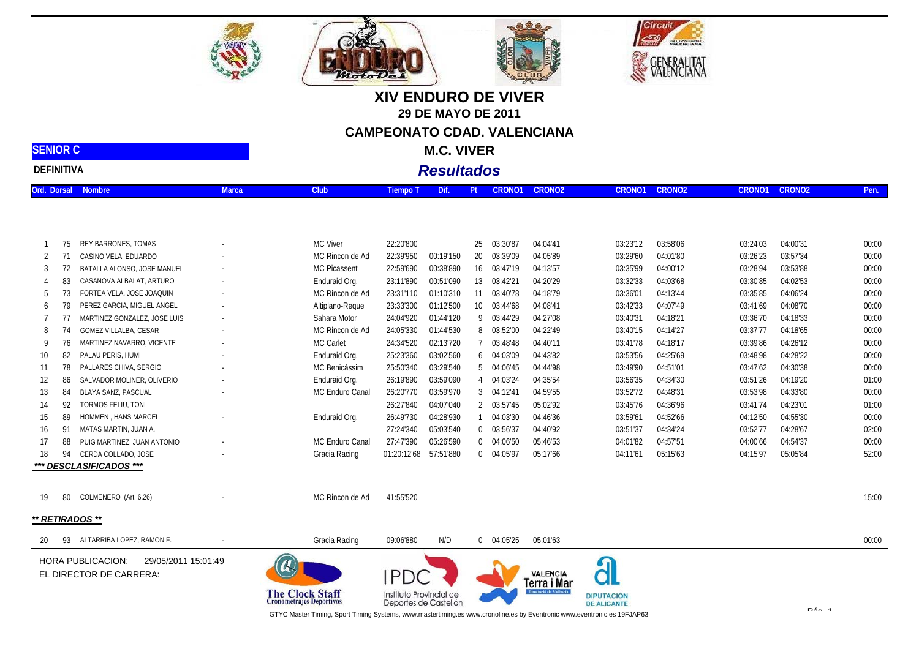# XIV ENDURO DE VIVER

## 29 DE MAYO DE 2011

## CAMPEONATO CDAD. VALENCIANA

**SENIOR C**

**M.C. VIVER**

**DEFINITIVA**

***Resultados***

| Ord. | Dorsal | Nombre | Marca | Club | Tiempo T | Dif. | Pt | CRONO1 | CRONO2 | CRONO1 | CRONO2 | CRONO1 | CRONO2 | Pen. |
|---|---|---|---|---|---|---|---|---|---|---|---|---|---|---|
| 1 | 75 | REY BARRONES, TOMAS | - | MC Viver | 22:20'800 | | 25 | 03:30'87 | 04:04'41 | 03:23'12 | 03:58'06 | 03:24'03 | 04:00'31 | 00:00 |
| 2 | 71 | CASINO VELA, EDUARDO | - | MC Rincon de Ad | 22:39'950 | 00:19'150 | 20 | 03:39'09 | 04:05'89 | 03:29'60 | 04:01'80 | 03:26'23 | 03:57'34 | 00:00 |
| 3 | 72 | BATALLA ALONSO, JOSE MANUEL | - | MC Picassent | 22:59'690 | 00:38'890 | 16 | 03:47'19 | 04:13'57 | 03:35'99 | 04:00'12 | 03:28'94 | 03:53'88 | 00:00 |
| 4 | 83 | CASANOVA ALBALAT, ARTURO | - | Enduraid Org. | 23:11'890 | 00:51'090 | 13 | 03:42'21 | 04:20'29 | 03:32'33 | 04:03'68 | 03:30'85 | 04:02'53 | 00:00 |
| 5 | 73 | FORTEA VELA, JOSE JOAQUIN | - | MC Rincon de Ad | 23:31'110 | 01:10'310 | 11 | 03:40'78 | 04:18'79 | 03:36'01 | 04:13'44 | 03:35'85 | 04:06'24 | 00:00 |
| 6 | 79 | PEREZ GARCIA, MIGUEL ANGEL | - | Altiplano-Reque | 23:33'300 | 01:12'500 | 10 | 03:44'68 | 04:08'41 | 03:42'33 | 04:07'49 | 03:41'69 | 04:08'70 | 00:00 |
| 7 | 77 | MARTINEZ GONZALEZ, JOSE LUIS | - | Sahara Motor | 24:04'920 | 01:44'120 | 9 | 03:44'29 | 04:27'08 | 03:40'31 | 04:18'21 | 03:36'70 | 04:18'33 | 00:00 |
| 8 | 74 | GOMEZ VILLALBA, CESAR | - | MC Rincon de Ad | 24:05'330 | 01:44'530 | 8 | 03:52'00 | 04:22'49 | 03:40'15 | 04:14'27 | 03:37'77 | 04:18'65 | 00:00 |
| 9 | 76 | MARTINEZ NAVARRO, VICENTE | - | MC Carlet | 24:34'520 | 02:13'720 | 7 | 03:48'48 | 04:40'11 | 03:41'78 | 04:18'17 | 03:39'86 | 04:26'12 | 00:00 |
| 10 | 82 | PALAU PERIS, HUMI | - | Enduraid Org. | 25:23'360 | 03:02'560 | 6 | 04:03'09 | 04:43'82 | 03:53'56 | 04:25'69 | 03:48'98 | 04:28'22 | 00:00 |
| 11 | 78 | PALLARES CHIVA, SERGIO | - | MC Benicàssim | 25:50'340 | 03:29'540 | 5 | 04:06'45 | 04:44'98 | 03:49'90 | 04:51'01 | 03:47'62 | 04:30'38 | 00:00 |
| 12 | 86 | SALVADOR MOLINER, OLIVERIO | - | Enduraid Org. | 26:19'890 | 03:59'090 | 4 | 04:03'24 | 04:35'54 | 03:56'35 | 04:34'30 | 03:51'26 | 04:19'20 | 01:00 |
| 13 | 84 | BLAYA SANZ, PASCUAL | - | MC Enduro Canal | 26:20'770 | 03:59'970 | 3 | 04:12'41 | 04:59'55 | 03:52'72 | 04:48'31 | 03:53'98 | 04:33'80 | 00:00 |
| 14 | 92 | TORMOS FELIU, TONI | | | 26:27'840 | 04:07'040 | 2 | 03:57'45 | 05:02'92 | 03:45'76 | 04:36'96 | 03:41'74 | 04:23'01 | 01:00 |
| 15 | 89 | HOMMEN , HANS MARCEL | - | Enduraid Org. | 26:49'730 | 04:28'930 | 1 | 04:03'30 | 04:46'36 | 03:59'61 | 04:52'66 | 04:12'50 | 04:55'30 | 00:00 |
| 16 | 91 | MATAS MARTIN, JUAN A. | | | 27:24'340 | 05:03'540 | 0 | 03:56'37 | 04:40'92 | 03:51'37 | 04:34'24 | 03:52'77 | 04:28'67 | 02:00 |
| 17 | 88 | PUIG MARTINEZ, JUAN ANTONIO | - | MC Enduro Canal | 27:47'390 | 05:26'590 | 0 | 04:06'50 | 05:46'53 | 04:01'82 | 04:57'51 | 04:00'66 | 04:54'37 | 00:00 |
| 18 | 94 | CERDA COLLADO, JOSE | - | Gracia Racing | 01:20:12'68 | 57:51'880 | 0 | 04:05'97 | 05:17'66 | 04:11'61 | 05:15'63 | 04:15'97 | 05:05'84 | 52:00 |
| ***** DESCLASIFICADOS ***** | | | | | | | | | | | | | | |
| 19 | 80 | COLMENERO (Art. 6.26) | - | MC Rincon de Ad | 41:55'520 | | | | | | | | | 15:00 |
| **** RETIRADOS **** | | | | | | | | | | | | | | |
| 20 | 93 | ALTARRIBA LOPEZ, RAMON F. | - | Gracia Racing | 09:06'880 | N/D | 0 | 04:05'25 | 05:01'63 | | | | | 00:00 |

HORA PUBLICACION: 29/05/2011 15:01:49

EL DIRECTOR DE CARRERA:

GTYC Master Timing, Sport Timing Systems, www.mastertiming.es www.cronoline.es by Eventronic www.eventronic.es 19FJAP63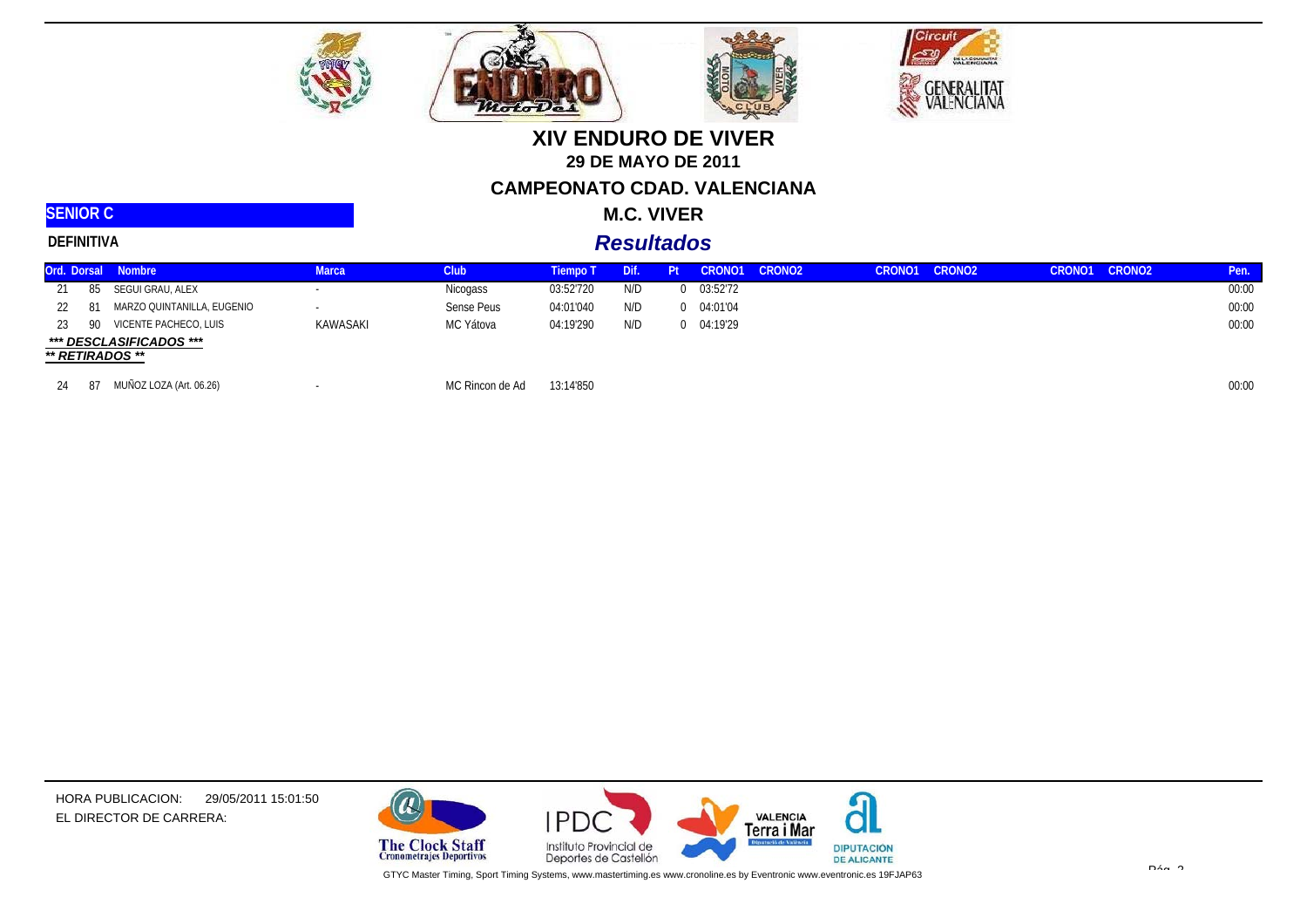# XIV ENDURO DE VIVER

## 29 DE MAYO DE 2011

## CAMPEONATO CDAD. VALENCIANA

## M.C. VIVER

**SENIOR C**

**DEFINITIVA**

## *Resultados*

| Ord. | Dorsal | Nombre | Marca | Club | Tiempo T | Dif. | Pt | CRONO1 | CRONO2 | CRONO1 | CRONO2 | CRONO1 | CRONO2 | Pen. |
|---|---|---|---|---|---|---|---|---|---|---|---|---|---|---|
| 21 | 85 | SEGUI GRAU, ALEX | - | Nicogass | 03:52'720 | N/D | 0 | 03:52'72 | | | | | | 00:00 |
| 22 | 81 | MARZO QUINTANILLA, EUGENIO | - | Sense Peus | 04:01'040 | N/D | 0 | 04:01'04 | | | | | | 00:00 |
| 23 | 90 | VICENTE PACHECO, LUIS | KAWASAKI | MC Yátova | 04:19'290 | N/D | 0 | 04:19'29 | | | | | | 00:00 |
| | | ***\*\*\* DESCLASIFICADOS \*\*\**** | | | | | | | | | | | | |
| | | ***\*\* RETIRADOS \*\**** | | | | | | | | | | | | |
| 24 | 87 | MUÑOZ LOZA (Art. 06.26) | - | MC Rincon de Ad | 13:14'850 | | | | | | | | | 00:00 |

HORA PUBLICACION: 29/05/2011 15:01:50

EL DIRECTOR DE CARRERA:

GTYC Master Timing, Sport Timing Systems, www.mastertiming.es www.cronoline.es by Eventronic www.eventronic.es 19FJAP63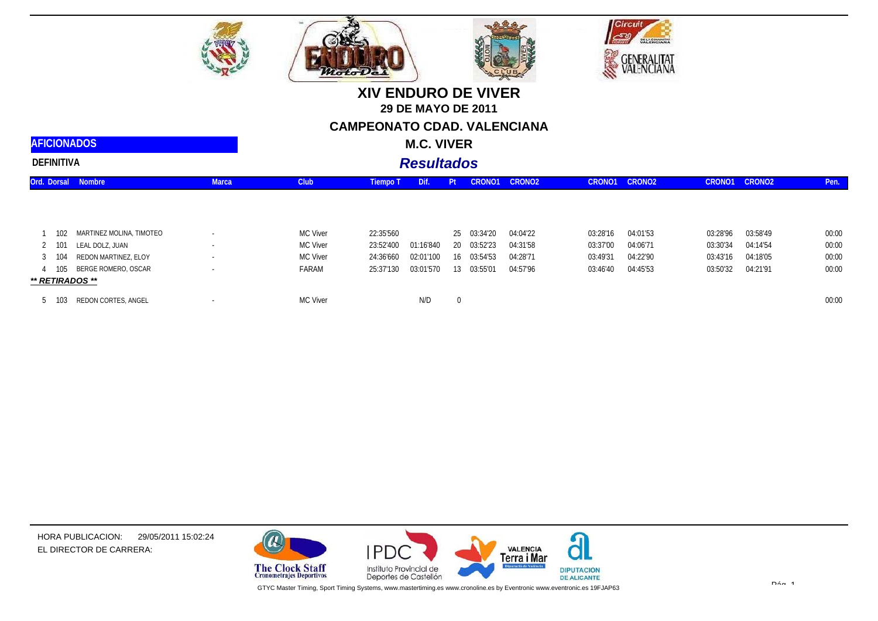# XIV ENDURO DE VIVER

## 29 DE MAYO DE 2011

## CAMPEONATO CDAD. VALENCIANA

**AFICIONADOS**

**M.C. VIVER**

**DEFINITIVA**

***Resultados***

| Ord. | Dorsal | Nombre | Marca | Club | Tiempo T | Dif. | Pt | CRONO1 | CRONO2 | CRONO1 | CRONO2 | CRONO1 | CRONO2 | Pen. |
|---|---|---|---|---|---|---|---|---|---|---|---|---|---|---|
| 1 | 102 | MARTINEZ MOLINA, TIMOTEO | - | MC Viver | 22:35'560 | | 25 | 03:34'20 | 04:04'22 | 03:28'16 | 04:01'53 | 03:28'96 | 03:58'49 | 00:00 |
| 2 | 101 | LEAL DOLZ, JUAN | - | MC Viver | 23:52'400 | 01:16'840 | 20 | 03:52'23 | 04:31'58 | 03:37'00 | 04:06'71 | 03:30'34 | 04:14'54 | 00:00 |
| 3 | 104 | REDON MARTINEZ, ELOY | - | MC Viver | 24:36'660 | 02:01'100 | 16 | 03:54'53 | 04:28'71 | 03:49'31 | 04:22'90 | 03:43'16 | 04:18'05 | 00:00 |
| 4 | 105 | BERGE ROMERO, OSCAR | - | FARAM | 25:37'130 | 03:01'570 | 13 | 03:55'01 | 04:57'96 | 03:46'40 | 04:45'53 | 03:50'32 | 04:21'91 | 00:00 |
| ***\*\* RETIRADOS \*\**** | | | | | | | | | | | | | | |
| 5 | 103 | REDON CORTES, ANGEL | - | MC Viver | | N/D | 0 | | | | | | | 00:00 |

HORA PUBLICACION: 29/05/2011 15:02:24

EL DIRECTOR DE CARRERA:

GTYC Master Timing, Sport Timing Systems, www.mastertiming.es www.cronoline.es by Eventronic www.eventronic.es 19FJAP63